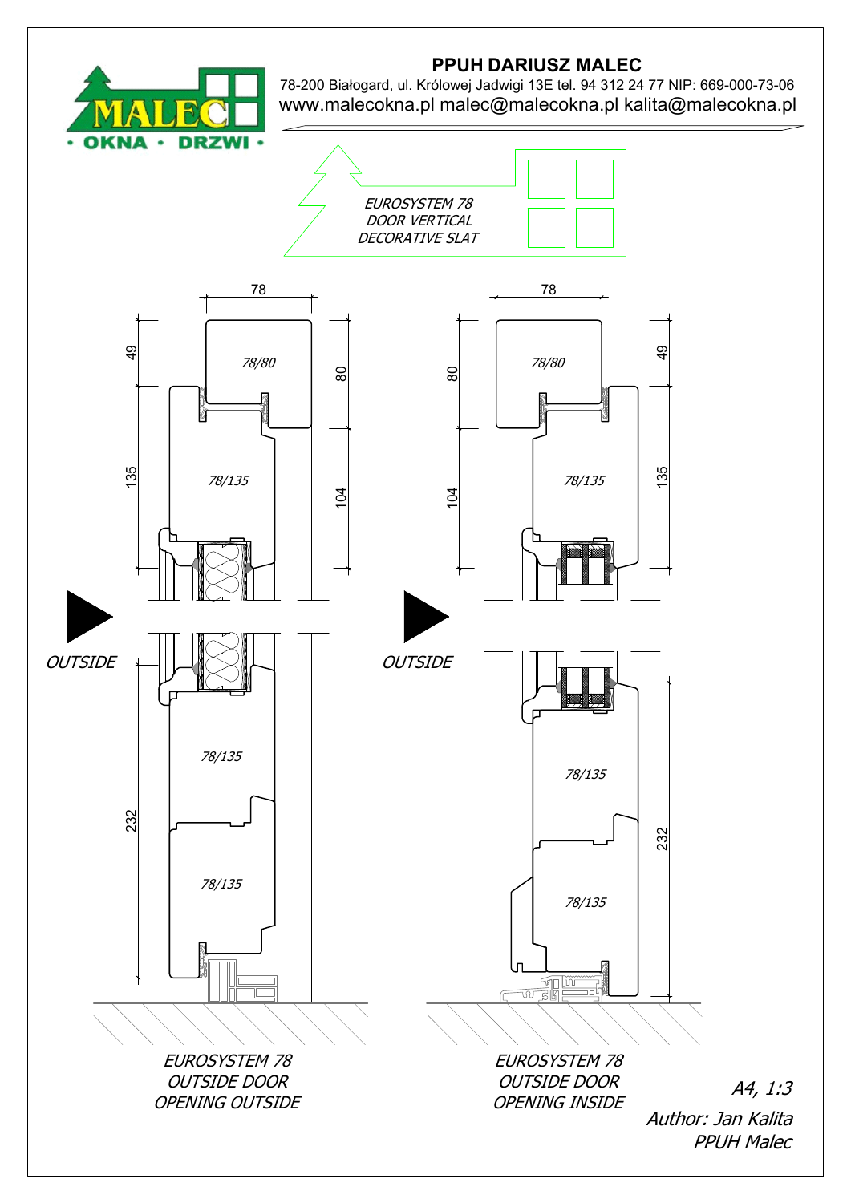**MALEC**
• OKNA • DRZWI •

## PPUH DARIUSZ MALEC

78-200 Białogard, ul. Królowej Jadwigi 13E tel. 94 312 24 77 NIP: 669-000-73-06
www.malecokna.pl malec@malecokna.pl kalita@malecokna.pl

*EUROSYSTEM 78*
*DOOR VERTICAL*
*DECORATIVE SLAT*

78

49

80

*78/80*

135

104

*78/135*

*OUTSIDE*

232

*78/135*

*78/135*

*EUROSYSTEM 78*
*OUTSIDE DOOR*
*OPENING OUTSIDE*

78

80

49

*78/80*

104

135

*78/135*

*OUTSIDE*

232

*78/135*

*78/135*

*EUROSYSTEM 78*
*OUTSIDE DOOR*
*OPENING INSIDE*

*A4, 1:3*
*Author: Jan Kalita*
*PPUH Malec*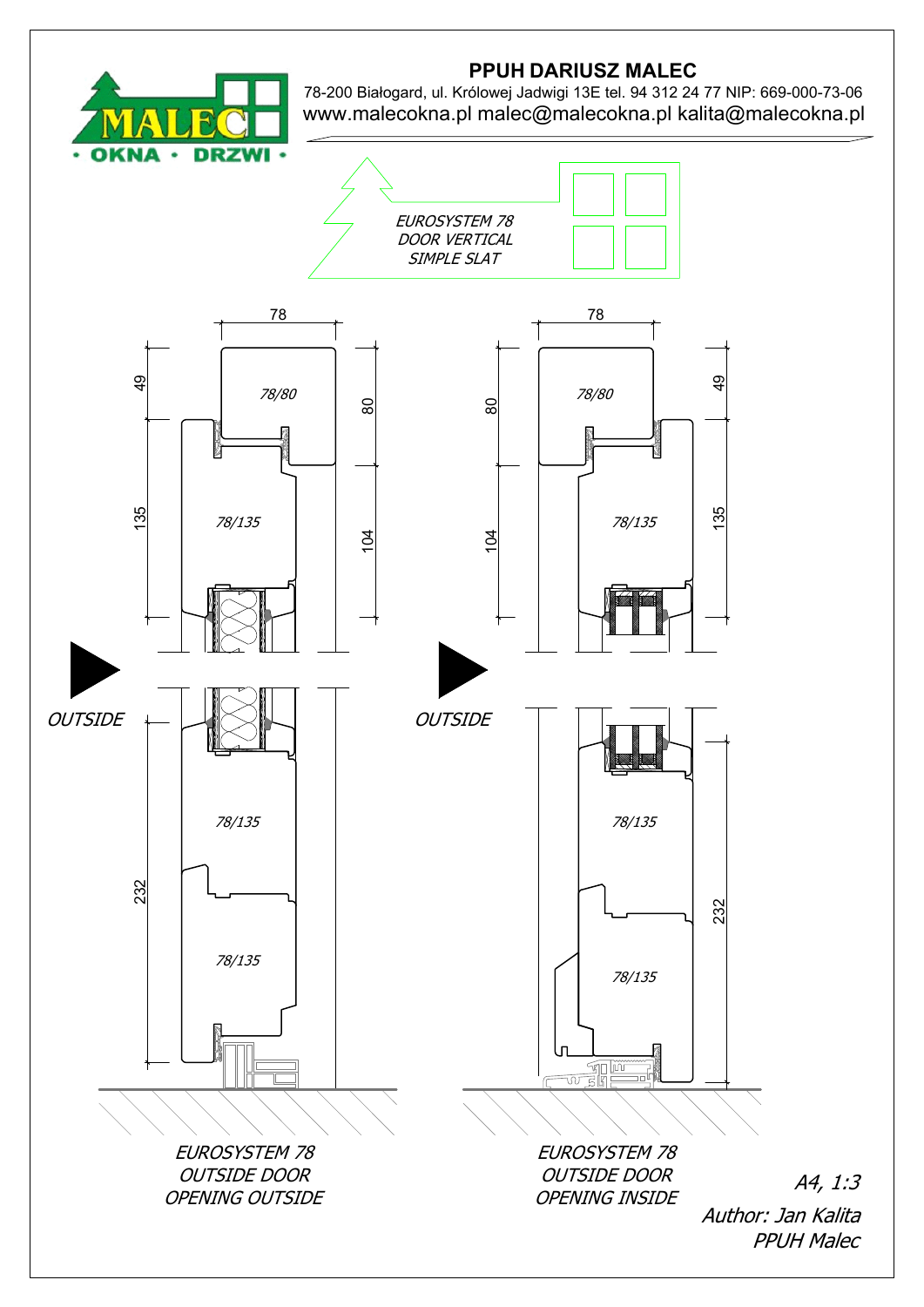**PPUH DARIUSZ MALEC**

78-200 Białogard, ul. Królowej Jadwigi 13E tel. 94 312 24 77 NIP: 669-000-73-06

www.malecokna.pl malec@malecokna.pl kalita@malecokna.pl

MALEC • OKNA • DRZWI •

*EUROSYSTEM 78*
*DOOR VERTICAL*
*SIMPLE SLAT*

78

49 | 80 | 135 | 104 | 232

*78/80*

*78/135*

*OUTSIDE*

78

80 | 49 | 104 | 135 | 232

*78/80*

*78/135*

*OUTSIDE*

*EUROSYSTEM 78*
*OUTSIDE DOOR*
*OPENING OUTSIDE*

*EUROSYSTEM 78*
*OUTSIDE DOOR*
*OPENING INSIDE*

*A4, 1:3*

*Author: Jan Kalita*
*PPUH Malec*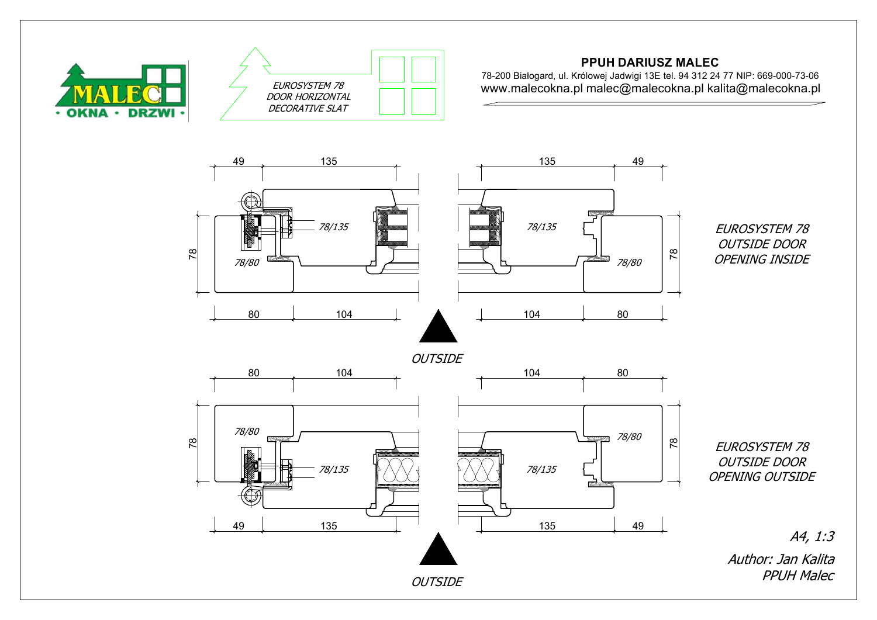EUROSYSTEM 78
DOOR HORIZONTAL
DECORATIVE SLAT

**PPUH DARIUSZ MALEC**

78-200 Białogard, ul. Królowej Jadwigi 13E tel. 94 312 24 77 NIP: 669-000-73-06
www.malecokna.pl malec@malecokna.pl kalita@malecokna.pl

49 135 135 49

78/135 78/135

78 78/80 78/80 78

80 104 104 80

EUROSYSTEM 78
OUTSIDE DOOR
OPENING INSIDE

OUTSIDE

80 104 104 80

78 78/80 78/80 78

78/135 78/135

49 135 135 49

EUROSYSTEM 78
OUTSIDE DOOR
OPENING OUTSIDE

OUTSIDE

A4, 1:3

Author: Jan Kalita
PPUH Malec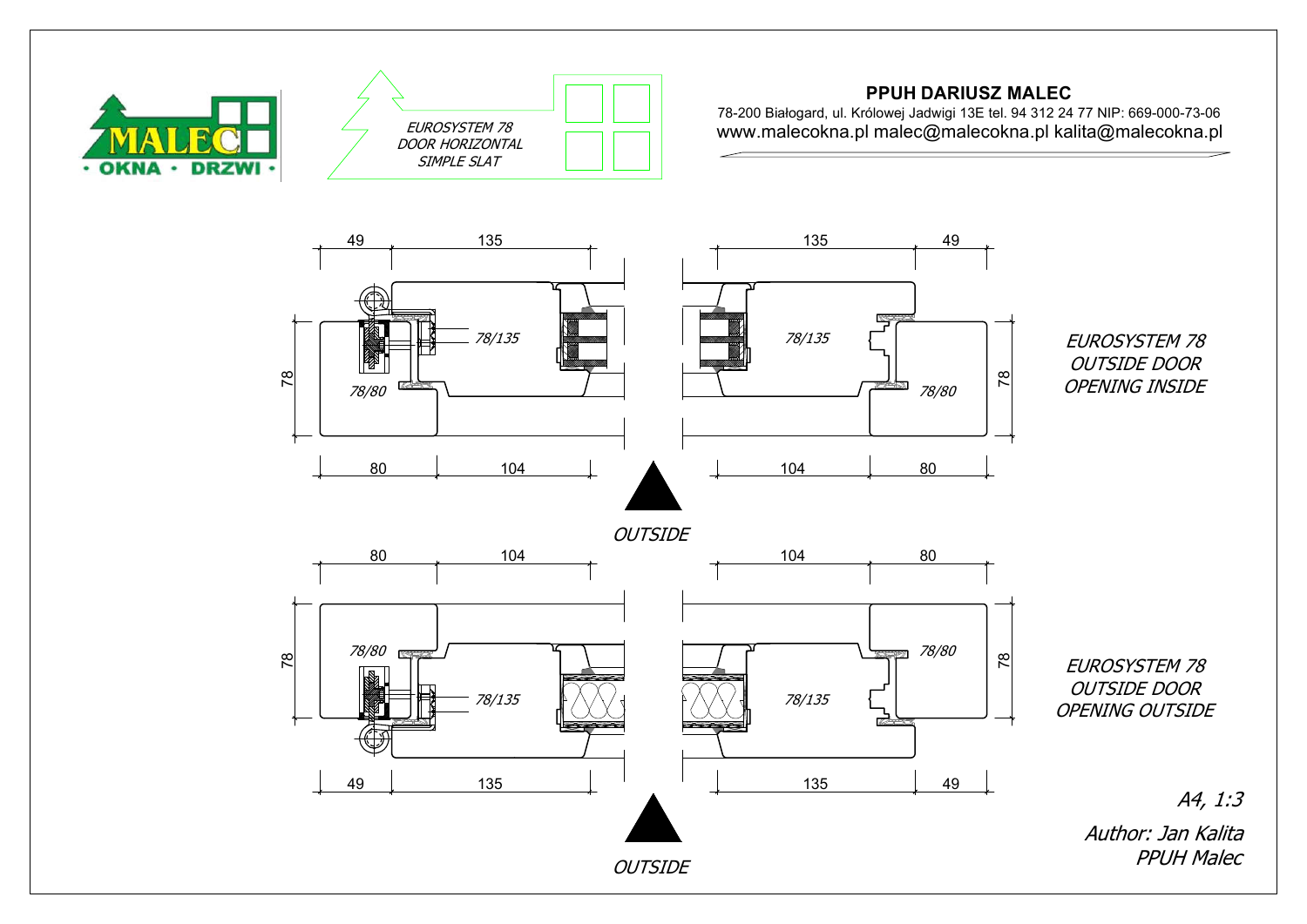MALEC
· OKNA · DRZWI ·

EUROSYSTEM 78
DOOR HORIZONTAL
SIMPLE SLAT

**PPUH DARIUSZ MALEC**
78-200 Białogard, ul. Królowej Jadwigi 13E tel. 94 312 24 77 NIP: 669-000-73-06
www.malecokna.pl malec@malecokna.pl kalita@malecokna.pl

49
135
135
49
78/135
78/135
78
78/80
78/80
78
80
104
104
80

EUROSYSTEM 78
OUTSIDE DOOR
OPENING INSIDE

OUTSIDE

80
104
104
80
78/80
78/80
78
78
78/135
78/135
49
135
135
49

EUROSYSTEM 78
OUTSIDE DOOR
OPENING OUTSIDE

OUTSIDE

A4, 1:3

Author: Jan Kalita
PPUH Malec